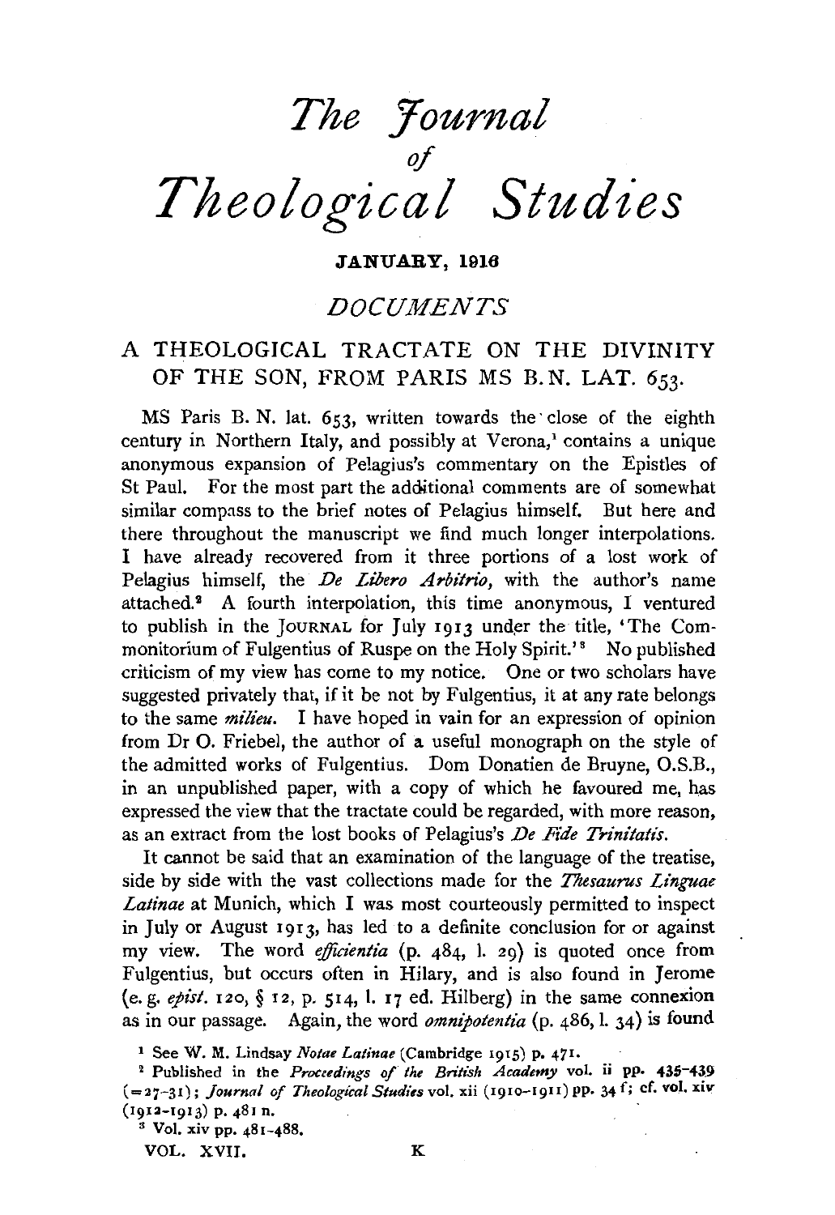# *The Journal of Theological Studies*

**JANUARY, 1916**

## *DOCUMENTS*

### A THEOLOGICAL TRACTATE ON THE DIVINITY OF THE SON, FROM PARIS MS B.N. LAT. 653.

MS Paris B. N. lat. 653, written towards the close of the eighth century in Northern Italy, and possibly at Verona,[1] contains a unique anonymous expansion of Pelagius's commentary on the Epistles of St Paul. For the most part the additional comments are of somewhat similar compass to the brief notes of Pelagius himself. But here and there throughout the manuscript we find much longer interpolations. I have already recovered from it three portions of a lost work of Pelagius himself, the *De Libero Arbitrio*, with the author's name attached.[2] A fourth interpolation, this time anonymous, I ventured to publish in the JOURNAL for July 1913 under the title, 'The Commonitorium of Fulgentius of Ruspe on the Holy Spirit.'[3] No published criticism of my view has come to my notice. One or two scholars have suggested privately that, if it be not by Fulgentius, it at any rate belongs to the same *milieu*. I have hoped in vain for an expression of opinion from Dr O. Friebel, the author of a useful monograph on the style of the admitted works of Fulgentius. Dom Donatien de Bruyne, O.S.B., in an unpublished paper, with a copy of which he favoured me, has expressed the view that the tractate could be regarded, with more reason, as an extract from the lost books of Pelagius's *De Fide Trinitatis*.

It cannot be said that an examination of the language of the treatise, side by side with the vast collections made for the *Thesaurus Linguae Latinae* at Munich, which I was most courteously permitted to inspect in July or August 1913, has led to a definite conclusion for or against my view. The word *efficientia* (p. 484, l. 29) is quoted once from Fulgentius, but occurs often in Hilary, and is also found in Jerome (e. g. *epist*. 120, § 12, p. 514, l. 17 ed. Hilberg) in the same connexion as in our passage. Again, the word *omnipotentia* (p. 486, l. 34) is found

[1] See W. M. Lindsay *Notae Latinae* (Cambridge 1915) p. 471.

[2] Published in the *Proceedings of the British Academy* vol. ii pp. 435–439 (=27–31); *Journal of Theological Studies* vol. xii (1910–1911) pp. 34 f; cf. vol. xiv (1912–1913) p. 481 n.

[3] Vol. xiv pp. 481–488.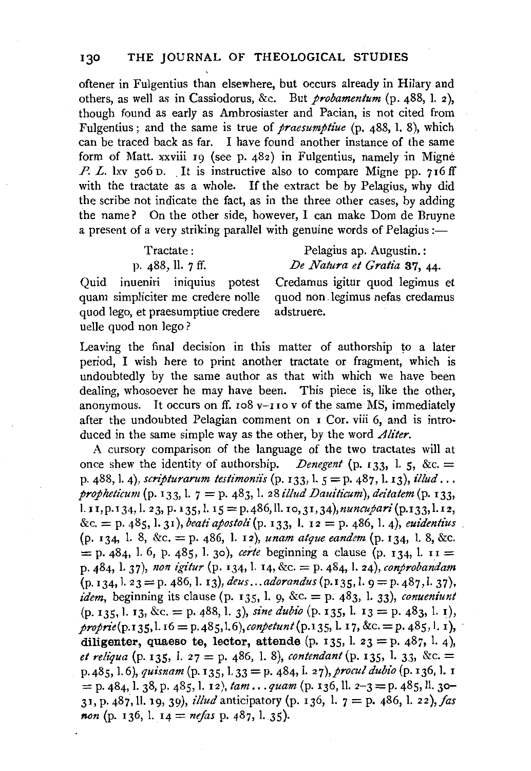oftener in Fulgentius than elsewhere, but occurs already in Hilary and others, as well as in Cassiodorus, &c. But *probamentum* (p. 488, l. 2), though found as early as Ambrosiaster and Pacian, is not cited from Fulgentius; and the same is true of *praesumptiue* (p. 488, l. 8), which can be traced back as far. I have found another instance of the same form of Matt. xxviii 19 (see p. 482) in Fulgentius, namely in Migne *P. L.* lxv 506 D. It is instructive also to compare Migne pp. 716 ff with the tractate as a whole. If the extract be by Pelagius, why did the scribe not indicate the fact, as in the three other cases, by adding the name? On the other side, however, I can make Dom de Bruyne a present of a very striking parallel with genuine words of Pelagius:—

| Tractate: p. 488, ll. 7 ff. | Pelagius ap. Augustin.: *De Natura et Gratia* 37, 44. |
|---|---|
| Quid inueniri iniquius potest quam simpliciter me credere nolle quod lego, et praesumptiue credere uelle quod non lego? | Credamus igitur quod legimus et quod non legimus nefas credamus adstruere. |

Leaving the final decision in this matter of authorship to a later period, I wish here to print another tractate or fragment, which is undoubtedly by the same author as that with which we have been dealing, whosoever he may have been. This piece is, like the other, anonymous. It occurs on ff. 108 v–110 v of the same MS, immediately after the undoubted Pelagian comment on 1 Cor. viii 6, and is introduced in the same simple way as the other, by the word *Aliter*.

A cursory comparison of the language of the two tractates will at once shew the identity of authorship. *Denegent* (p. 133, l. 5, &c. = p. 488, l. 4), *scripturarum testimoniis* (p. 133, l. 5 = p. 487, l. 13), *illud* ... *propheticum* (p. 133, l. 7 = p. 483, l. 28 *illud Dauiticum*), *deitatem* (p. 133, l. 11, p. 134, l. 23, p. 135, l. 15 = p. 486, ll. 10, 31, 34), *nuncupari* (p. 133, l. 12, &c. = p. 485, l. 31), *beati apostoli* (p. 133, l. 12 = p. 486, l. 4), *euidentius* (p. 134, l. 8, &c. = p. 486, l. 12), *unam atque eandem* (p. 134, l. 8, &c. = p. 484, l. 6, p. 485, l. 30), *certe* beginning a clause (p. 134, l. 11 = p. 484, l. 37), *non igitur* (p. 134, l. 14, &c. = p. 484, l. 24), *conprobandam* (p. 134, l. 23 = p. 486, l. 13), *deus*... *adorandus* (p. 135, l. 9 = p. 487, l. 37), *idem*, beginning its clause (p. 135, l. 9, &c. = p. 483, l. 33), *conueniunt* (p. 135, l. 13, &c. = p. 488, l. 3), *sine dubio* (p. 135, l. 13 = p. 483, l. 1), *proprie* (p. 135, l. 16 = p. 485, l. 6), *conpetunt* (p. 135, l. 17, &c. = p. 485, l. 1), **diligenter, quaeso te, lector, attende** (p. 135, l. 23 = p. 487, l. 4), *et reliqua* (p. 135, l. 27 = p. 486, l. 8), *contendant* (p. 135, l. 33, &c. = p. 485, l. 6), *quisnam* (p. 135, l. 33 = p. 484, l. 27), *procul dubio* (p. 136, l. 1 = p. 484, l. 38, p. 485, l. 12), *tam* ... *quam* (p. 136, ll. 2–3 = p. 485, ll. 30–31, p. 487, ll. 19, 39), *illud* anticipatory (p. 136, l. 7 = p. 486, l. 22), *fas non* (p. 136, l. 14 = *nefas* p. 487, l. 35).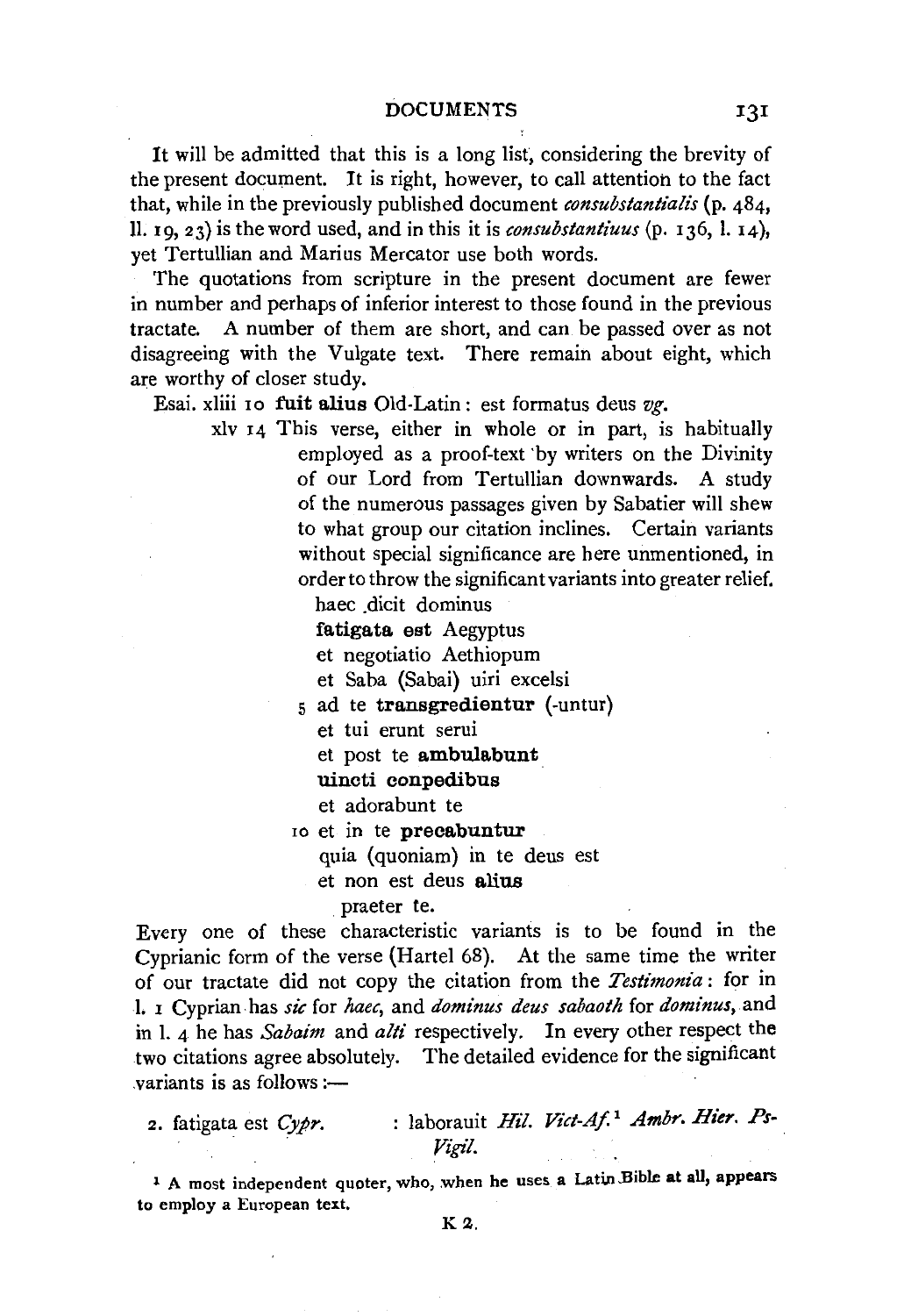It will be admitted that this is a long list, considering the brevity of the present document. It is right, however, to call attention to the fact that, while in the previously published document *consubstantialis* (p. 484, ll. 19, 23) is the word used, and in this it is *consubstantiuus* (p. 136, l. 14), yet Tertullian and Marius Mercator use both words.

The quotations from scripture in the present document are fewer in number and perhaps of inferior interest to those found in the previous tractate. A number of them are short, and can be passed over as not disagreeing with the Vulgate text. There remain about eight, which are worthy of closer study.

Esai. xliii 10 **fuit alius** Old-Latin: est formatus deus *vg*.

xlv 14 This verse, either in whole or in part, is habitually employed as a proof-text by writers on the Divinity of our Lord from Tertullian downwards. A study of the numerous passages given by Sabatier will shew to what group our citation inclines. Certain variants without special significance are here unmentioned, in order to throw the significant variants into greater relief.

haec dicit dominus
**fatigata est** Aegyptus
et negotiatio Aethiopum
et Saba (Sabai) uiri excelsi
5 ad te **transgredientur** (-untur)
et tui erunt serui
et post te **ambulabunt**
**uincti conpedibus**
et adorabunt te
10 et in te **precabuntur**
quia (quoniam) in te deus est
et non est deus **alius**
praeter te.

Every one of these characteristic variants is to be found in the Cyprianic form of the verse (Hartel 68). At the same time the writer of our tractate did not copy the citation from the *Testimonia*: for in l. 1 Cyprian has *sic* for *haec*, and *dominus deus sabaoth* for *dominus*, and in l. 4 he has *Sabaim* and *alti* respectively. In every other respect the two citations agree absolutely. The detailed evidence for the significant variants is as follows:—

2. fatigata est *Cypr.* : laborauit *Hil. Vict-Af.*[1] *Ambr. Hier. Ps-Vigil.*

[1] A most independent quoter, who, when he uses a Latin Bible at all, appears to employ a European text.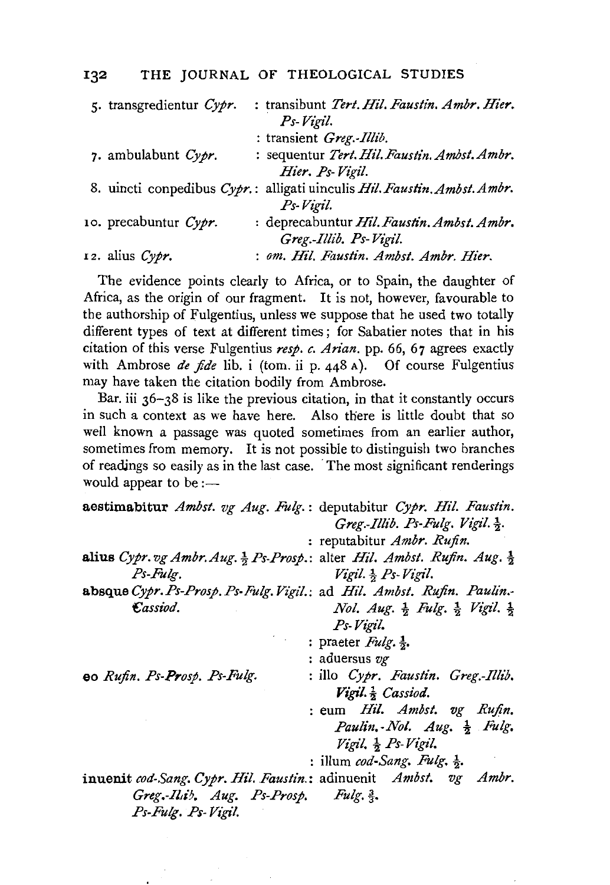| | |
|---|---|
| 5. transgredientur *Cypr.* | : transibunt *Tert. Hil. Faustin. Ambr. Hier. Ps-Vigil.* |
| | : transient *Greg.-Illib.* |
| 7. ambulabunt *Cypr.* | : sequentur *Tert. Hil. Faustin. Ambst. Ambr. Hier. Ps-Vigil.* |
| 8. uincti conpedibus *Cypr.* | : alligati uinculis *Hil. Faustin. Ambst. Ambr. Ps-Vigil.* |
| 10. precabuntur *Cypr.* | : deprecabuntur *Hil. Faustin. Ambst. Ambr. Greg.-Illib. Ps-Vigil.* |
| 12. alius *Cypr.* | : *om. Hil. Faustin. Ambst. Ambr. Hier.* |

The evidence points clearly to Africa, or to Spain, the daughter of Africa, as the origin of our fragment. It is not, however, favourable to the authorship of Fulgentius, unless we suppose that he used two totally different types of text at different times; for Sabatier notes that in his citation of this verse Fulgentius *resp. c. Arian.* pp. 66, 67 agrees exactly with Ambrose *de fide* lib. i (tom. ii p. 448 A). Of course Fulgentius may have taken the citation bodily from Ambrose.

Bar. iii 36–38 is like the previous citation, in that it constantly occurs in such a context as we have here. Also there is little doubt that so well known a passage was quoted sometimes from an earlier author, sometimes from memory. It is not possible to distinguish two branches of readings so easily as in the last case. The most significant renderings would appear to be :—

| | |
|---|---|
| **aestimabitur** *Ambst. vg Aug. Fulg.* | : deputabitur *Cypr. Hil. Faustin. Greg.-Illib. Ps-Fulg. Vigil.* ½. |
| | : reputabitur *Ambr. Rufin.* |
| **alius** *Cypr. vg Ambr. Aug.* ½ *Ps-Prosp. Ps-Fulg.* | : alter *Hil. Ambst. Rufin. Aug.* ½ *Vigil.* ½ *Ps-Vigil.* |
| **absque** *Cypr. Ps-Prosp. Ps-Fulg. Vigil. Cassiod.* | : ad *Hil. Ambst. Rufin. Paulin.-Nol. Aug.* ½ *Fulg.* ½ *Vigil.* ½ *Ps-Vigil.* |
| | : praeter *Fulg.* ½. |
| | : aduersus *vg* |
| **eo** *Rufin. Ps-Prosp. Ps-Fulg.* | : illo *Cypr. Faustin. Greg.-Illib. Vigil.* ½ *Cassiod.* |
| | : eum *Hil. Ambst. vg Rufin. Paulin.-Nol. Aug.* ½ *Fulg. Vigil.* ½ *Ps-Vigil.* |
| | : illum *cod-Sang. Fulg.* ½. |
| **inuenit** *cod-Sang. Cypr. Hil. Faustin. Greg.-Illib. Aug. Ps-Prosp. Ps-Fulg. Ps-Vigil.* | : adinuenit *Ambst. vg Ambr. Fulg.* ⅔. |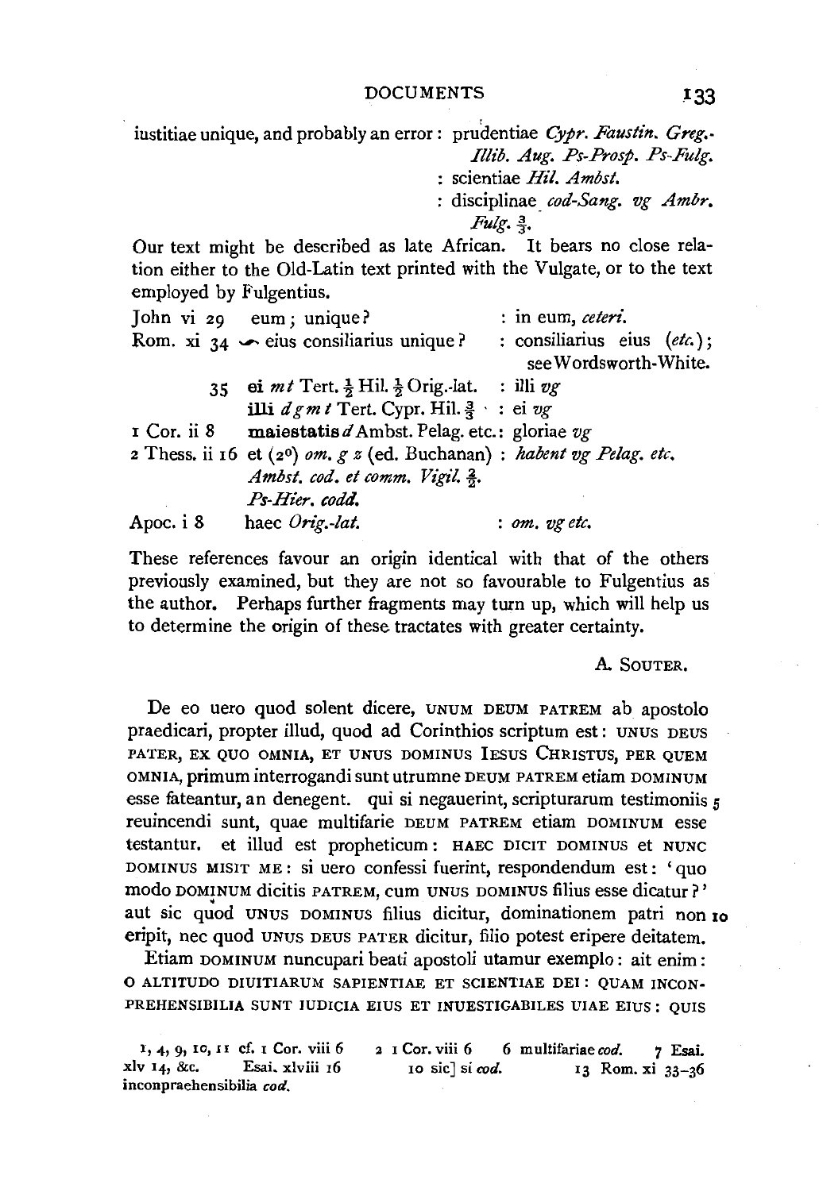iustitiae unique, and probably an error : prudentiae *Cypr. Faustin. Greg.-Illib. Aug. Ps-Prosp. Ps-Fulg.*
: scientiae *Hil. Ambst.*
: disciplinae *cod-Sang. vg Ambr. Fulg.* $\frac{3}{3}$.

Our text might be described as late African. It bears no close relation either to the Old-Latin text printed with the Vulgate, or to the text employed by Fulgentius.

| | | |
|---|---|---|
| John vi 29 | eum ; unique? | : in eum, *ceteri*. |
| Rom. xi 34 | ⁀ eius consiliarius unique ? | : consiliarius eius (*etc.*); see Wordsworth-White. |
| 35 | **ei** *mt* Tert. $\frac{1}{2}$ Hil. $\frac{1}{2}$ Orig.-lat. | : illi *vg* |
| | **illi** *dgmt* Tert. Cypr. Hil. $\frac{3}{4}$ | : ei *vg* |
| 1 Cor. ii 8 | **maiestatis** *d* Ambst. Pelag. etc. | : gloriae *vg* |
| 2 Thess. ii 16 | et (2°) *om. g z* (ed. Buchanan) *Ambst. cod. et comm. Vigil.* $\frac{2}{2}$. *Ps-Hier. codd.* | : *habent vg Pelag. etc.* |
| Apoc. i 8 | haec *Orig.-lat.* | : *om. vg etc.* |

These references favour an origin identical with that of the others previously examined, but they are not so favourable to Fulgentius as the author. Perhaps further fragments may turn up, which will help us to determine the origin of these tractates with greater certainty.

A. SOUTER.

De eo uero quod solent dicere, UNUM DEUM PATREM ab apostolo praedicari, propter illud, quod ad Corinthios scriptum est : UNUS DEUS PATER, EX QUO OMNIA, ET UNUS DOMINUS IESUS CHRISTUS, PER QUEM OMNIA, primum interrogandi sunt utrumne DEUM PATREM etiam DOMINUM esse fateantur, an denegent. qui si negauerint, scripturarum testimoniis 5 reuincendi sunt, quae multifarie DEUM PATREM etiam DOMINUM esse testantur. et illud est propheticum : HAEC DICIT DOMINUS et NUNC DOMINUS MISIT ME : si uero confessi fuerint, respondendum est : 'quo modo DOMINUM dicitis PATREM, cum UNUS DOMINUS filius esse dicatur ?' aut sic quod UNUS DOMINUS filius dicitur, dominationem patri non 10 eripit, nec quod UNUS DEUS PATER dicitur, filio potest eripere deitatem.

Etiam DOMINUM nuncupari beati apostoli utamur exemplo : ait enim : O ALTITUDO DIUITIARUM SAPIENTIAE ET SCIENTIAE DEI : QUAM INCONPREHENSIBILIA SUNT IUDICIA EIUS ET INUESTIGABILES UIAE EIUS : QUIS

1, 4, 9, 10, 11 cf. 1 Cor. viii 6   2 1 Cor. viii 6   6 multifariae *cod.*   7 Esai. xlv 14, &c.   Esai. xlviii 16   10 sic] si *cod.*   13 Rom. xi 33–36 inconpraehensibilia *cod.*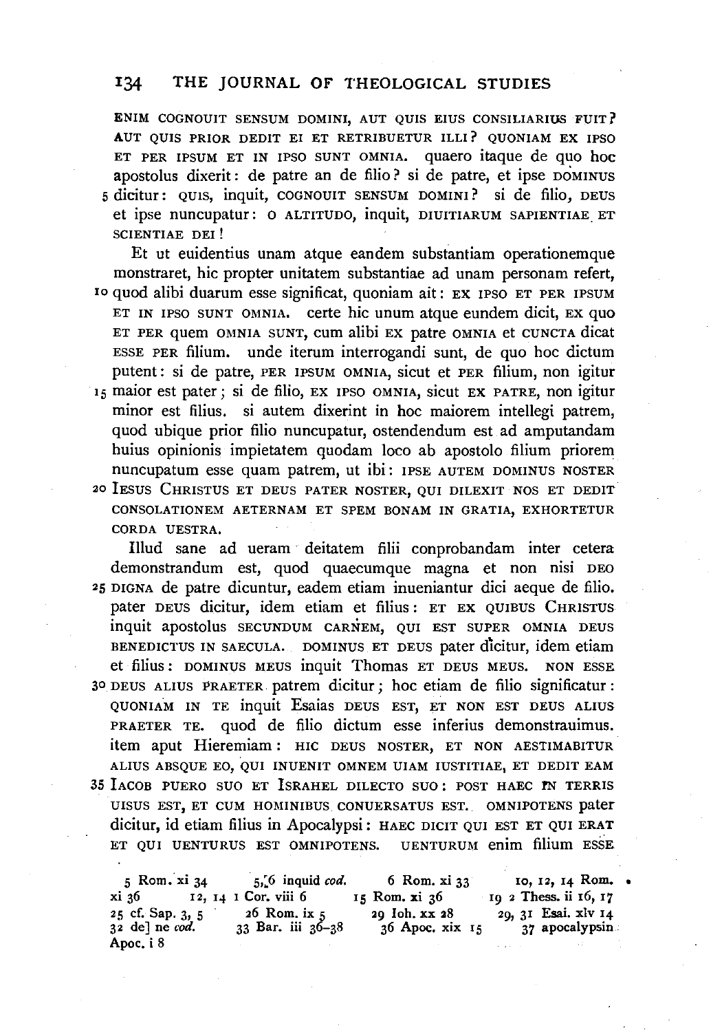ENIM COGNOUIT SENSUM DOMINI, AUT QUIS EIUS CONSILIARIUS FUIT? AUT QUIS PRIOR DEDIT EI ET RETRIBUETUR ILLI? QUONIAM EX IPSO ET PER IPSUM ET IN IPSO SUNT OMNIA. quaero itaque de quo hoc apostolus dixerit: de patre an de filio? si de patre, et ipse DOMINUS
5 dicitur: QUIS, inquit, COGNOUIT SENSUM DOMINI? si de filio, DEUS et ipse nuncupatur: O ALTITUDO, inquit, DIUITIARUM SAPIENTIAE ET SCIENTIAE DEI!

Et ut euidentius unam atque eandem substantiam operationemque monstraret, hic propter unitatem substantiae ad unam personam refert,
10 quod alibi duarum esse significat, quoniam ait: EX IPSO ET PER IPSUM ET IN IPSO SUNT OMNIA. certe hic unum atque eundem dicit, EX quo ET PER quem OMNIA SUNT, cum alibi EX patre OMNIA et CUNCTA dicat ESSE PER filium. unde iterum interrogandi sunt, de quo hoc dictum putent: si de patre, PER IPSUM OMNIA, sicut et PER filium, non igitur
15 maior est pater; si de filio, EX IPSO OMNIA, sicut EX PATRE, non igitur minor est filius. si autem dixerint in hoc maiorem intellegi patrem, quod ubique prior filio nuncupatur, ostendendum est ad amputandam huius opinionis impietatem quodam loco ab apostolo filium priorem nuncupatum esse quam patrem, ut ibi: IPSE AUTEM DOMINUS NOSTER
20 IESUS CHRISTUS ET DEUS PATER NOSTER, QUI DILEXIT NOS ET DEDIT CONSOLATIONEM AETERNAM ET SPEM BONAM IN GRATIA, EXHORTETUR CORDA UESTRA.

Illud sane ad ueram deitatem filii conprobandam inter cetera demonstrandum est, quod quaecumque magna et non nisi DEO
25 DIGNA de patre dicuntur, eadem etiam inueniantur dici aeque de filio. pater DEUS dicitur, idem etiam et filius: ET EX QUIBUS CHRISTUS inquit apostolus SECUNDUM CARNEM, QUI EST SUPER OMNIA DEUS BENEDICTUS IN SAECULA. DOMINUS ET DEUS pater dicitur, idem etiam et filius: DOMINUS MEUS inquit Thomas ET DEUS MEUS. NON ESSE
30 DEUS ALIUS PRAETER patrem dicitur; hoc etiam de filio significatur: QUONIAM IN TE inquit Esaias DEUS EST, ET NON EST DEUS ALIUS PRAETER TE. quod de filio dictum esse inferius demonstrauimus. item aput Hieremiam: HIC DEUS NOSTER, ET NON AESTIMABITUR ALIUS ABSQUE EO, QUI INUENIT OMNEM UIAM IUSTITIAE, ET DEDIT EAM
35 IACOB PUERO SUO ET ISRAHEL DILECTO SUO: POST HAEC IN TERRIS UISUS EST, ET CUM HOMINIBUS CONUERSATUS EST. OMNIPOTENS pater dicitur, id etiam filius in Apocalypsi: HAEC DICIT QUI EST ET QUI ERAT ET QUI UENTURUS EST OMNIPOTENS. UENTURUM enim filium ESSE

5 Rom. xi 34 5, 6 inquid *cod.* 6 Rom. xi 33 10, 12, 14 Rom. xi 36 12, 14 1 Cor. viii 6 15 Rom. xi 36 19 2 Thess. ii 16, 17 25 cf. Sap. 3, 5 26 Rom. ix 5 29 Ioh. xx 28 29, 31 Esai. xlv 14 32 de] ne *cod.* 33 Bar. iii 36–38 36 Apoc. xix 15 37 apocalypsin Apoc. i 8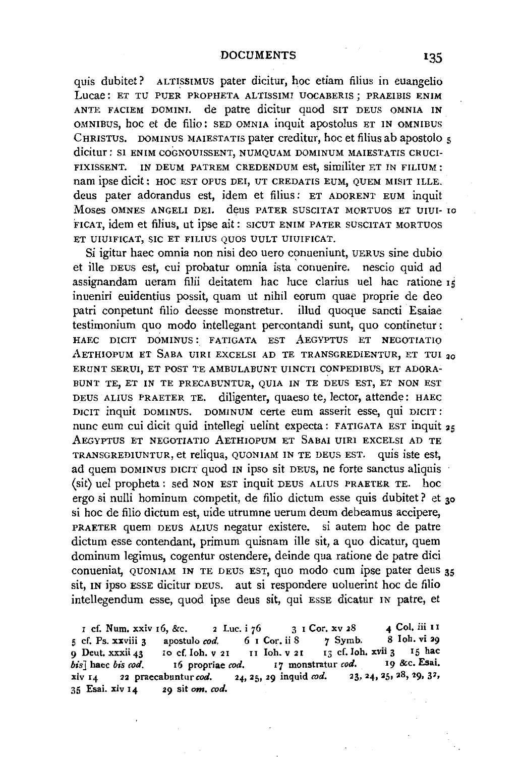quis dubitet? ALTISSIMUS pater dicitur, hoc etiam filius in euangelio Lucae: ET TU PUER PROPHETA ALTISSIMI UOCABERIS; PRAEIBIS ENIM ANTE FACIEM DOMINI. de patre dicitur quod SIT DEUS OMNIA IN OMNIBUS, hoc et de filio: SED OMNIA inquit apostolus ET IN OMNIBUS CHRISTUS. DOMINUS MAIESTATIS pater creditur, hoc et filius ab apostolo dicitur: SI ENIM COGNOUISSENT, NUMQUAM DOMINUM MAIESTATIS CRUCIFIXISSENT. IN DEUM PATREM CREDENDUM est, similiter ET IN FILIUM: nam ipse dicit: HOC EST OPUS DEI, UT CREDATIS EUM, QUEM MISIT ILLE. deus pater adorandus est, idem et filius: ET ADORENT EUM inquit Moses OMNES ANGELI DEI. deus PATER SUSCITAT MORTUOS ET UIUIFICAT, idem et filius, ut ipse ait: SICUT ENIM PATER SUSCITAT MORTUOS ET UIUIFICAT, SIC ET FILIUS QUOS UULT UIUIFICAT.

Si igitur haec omnia non nisi deo uero conueniunt, UERUS sine dubio et ille DEUS est, cui probatur omnia ista conuenire. nescio quid ad assignandam ueram filii deitatem hac luce clarius uel hac ratione inueniri euidentius possit, quam ut nihil eorum quae proprie de deo patri conpetunt filio deesse monstretur. illud quoque sancti Esaiae testimonium quo modo intellegant percontandi sunt, quo continetur: HAEC DICIT DOMINUS: FATIGATA EST AEGYPTUS ET NEGOTIATIO AETHIOPUM ET SABA UIRI EXCELSI AD TE TRANSGREDIENTUR, ET TUI ERUNT SERUI, ET POST TE AMBULABUNT UINCTI CONPEDIBUS, ET ADORABUNT TE, ET IN TE PRECABUNTUR, QUIA IN TE DEUS EST, ET NON EST DEUS ALIUS PRAETER TE. diligenter, quaeso te, lector, attende: HAEC DICIT inquit DOMINUS. DOMINUM certe eum asserit esse, qui DICIT: nunc eum cui dicit quid intellegi uelint expecta: FATIGATA EST inquit AEGYPTUS ET NEGOTIATIO AETHIOPUM ET SABAI UIRI EXCELSI AD TE TRANSGREDIUNTUR, et reliqua, QUONIAM IN TE DEUS EST. quis iste est, ad quem DOMINUS DICIT quod IN ipso sit DEUS, ne forte sanctus aliquis ⟨sit⟩ uel propheta: sed NON EST inquit DEUS ALIUS PRAETER TE. hoc ergo si nulli hominum competit, de filio dictum esse quis dubitet? et si hoc de filio dictum est, uide utrumne uerum deum debeamus accipere, PRAETER quem DEUS ALIUS negatur existere. si autem hoc de patre dictum esse contendant, primum quisnam ille sit, a quo dicatur, quem dominum legimus, cogentur ostendere, deinde qua ratione de patre dici conueniat, QUONIAM IN TE DEUS EST, quo modo cum ipse pater deus sit, IN ipso ESSE dicitur DEUS. aut si respondere uoluerint hoc de filio intellegendum esse, quod ipse deus sit, qui ESSE dicatur IN patre, et

1 cf. Num. xxiv 16, &c. 2 Luc. i 76 3 1 Cor. xv 28 4 Col. iii 11 5 cf. Ps. xxviii 3 apostulo *cod.* 6 1 Cor. ii 8 7 Symb. 8 Ioh. vi 29 9 Deut. xxxii 43 10 cf. Ioh. v 21 11 Ioh. v 21 13 cf. Ioh. xvii 3 15 hac *bis*] haec *bis cod.* 16 propriae *cod.* 17 monstratur *cod.* 19 &c. Esai. xlv 14 22 praecabuntur *cod.* 24, 25, 29 inquid *cod.* 23, 24, 25, 28, 29, 32, 35 Esai. xlv 14 29 sit *om. cod.*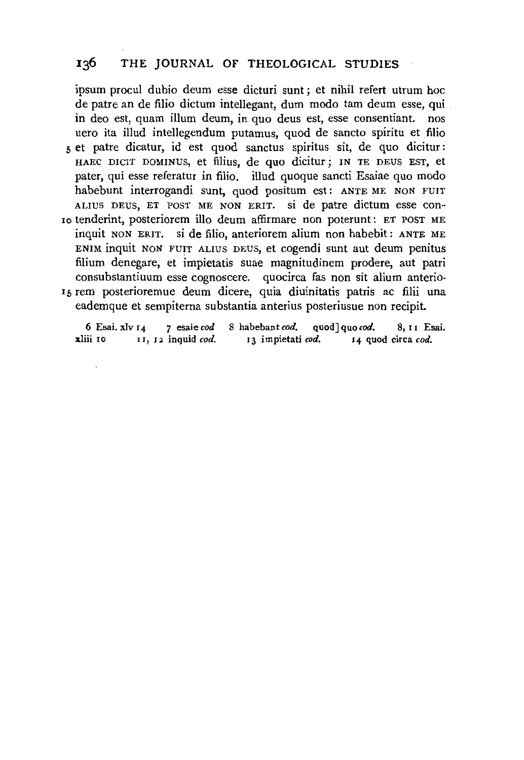ipsum procul dubio deum esse dicturi sunt; et nihil refert utrum hoc de patre an de filio dictum intellegant, dum modo tam deum esse, qui in deo est, quam illum deum, in quo deus est, esse consentiant. nos uero ita illud intellegendum putamus, quod de sancto spiritu et filio 5 et patre dicatur, id est quod sanctus spiritus sit, de quo dicitur: HAEC DICIT DOMINUS, et filius, de quo dicitur; IN TE DEUS EST, et pater, qui esse referatur in filio. illud quoque sancti Esaiae quo modo habebunt interrogandi sunt, quod positum est: ANTE ME NON FUIT ALIUS DEUS, ET POST ME NON ERIT. si de patre dictum esse con-10 tenderint, posteriorem illo deum affirmare non poterunt: ET POST ME inquit NON ERIT. si de filio, anteriorem alium non habebit: ANTE ME ENIM inquit NON FUIT ALIUS DEUS, et cogendi sunt aut deum penitus filium denegare, et impietatis suae magnitudinem prodere, aut patri consubstantiuum esse cognoscere. quocirca fas non sit alium anterio-15 rem posterioremue deum dicere, quia diuinitatis patris ac filii una eademque et sempiterna substantia anterius posteriusue non recipit.

6 Esai. xlv 14  7 esaie *cod*  8 habebant *cod.*  quod] quo *cod.*  8, 11 Esai. xliii 10  11, 12 inquid *cod.*  13 impietati *cod.*  14 quod circa *cod.*